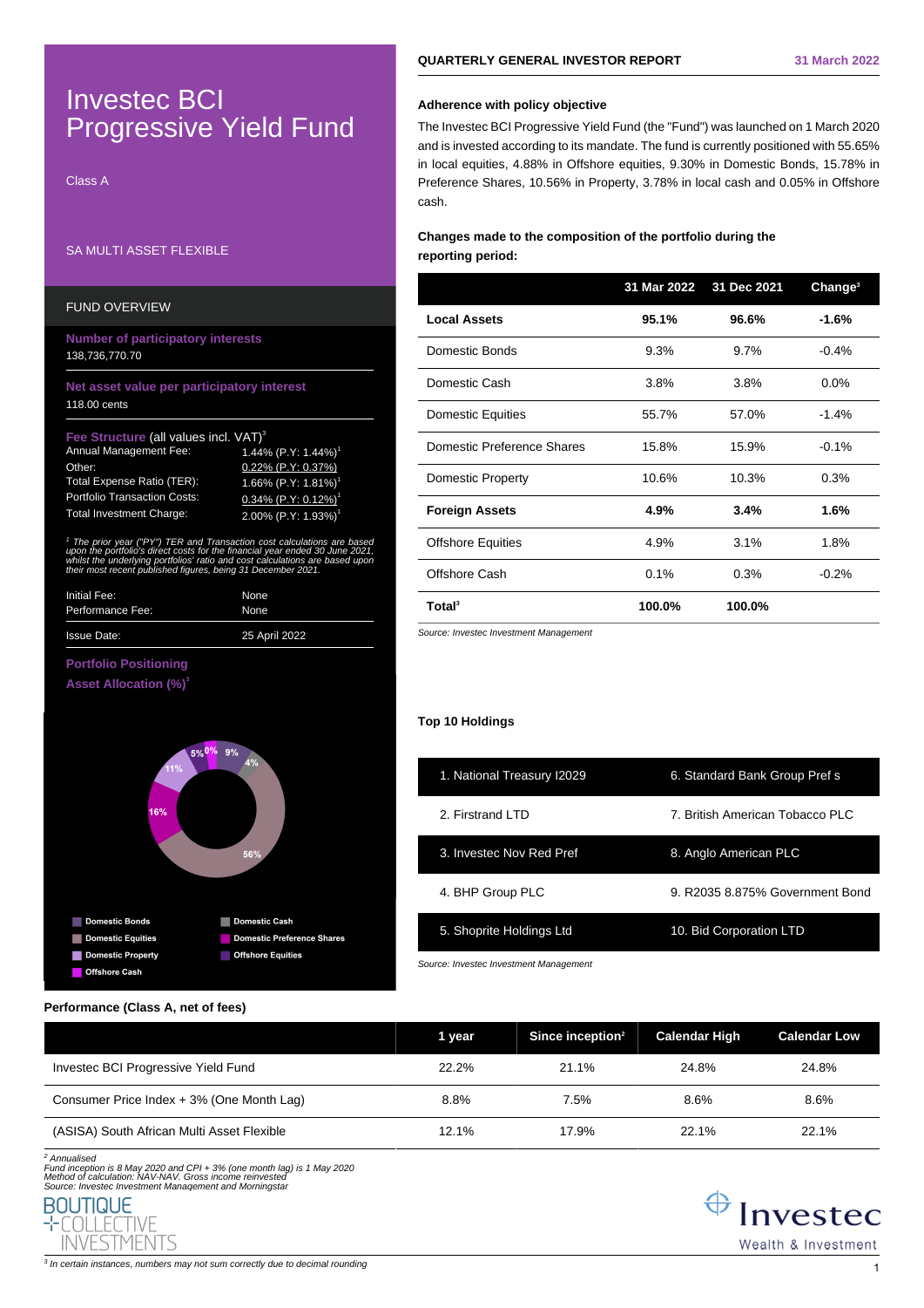# Investec BCI Progressive Yield Fund

Class A

SA MULTI ASSET FLEXIBLE

## FUND OVERVIEW

**Number of participatory interests**
138,736,770.70

**Net asset value per participatory interest**
118.00 cents

**Fee Structure** (all values incl. VAT)[3]

| | |
|---|---|
| Annual Management Fee: | 1.44% (P.Y: 1.44%)[1] |
| Other: | 0.22% (P.Y: 0.37%) |
| Total Expense Ratio (TER): | 1.66% (P.Y: 1.81%)[1] |
| Portfolio Transaction Costs: | 0.34% (P.Y: 0.12%)[1] |
| Total Investment Charge: | 2.00% (P.Y: 1.93%)[1] |

*[1] The prior year ("PY") TER and Transaction cost calculations are based upon the portfolio's direct costs for the financial year ended 30 June 2021, whilst the underlying portfolios' ratio and cost calculations are based upon their most recent published figures, being 31 December 2021.*

| | |
|---|---|
| Initial Fee: | None |
| Performance Fee: | None |
| Issue Date: | 25 April 2022 |

**Portfolio Positioning**

**Asset Allocation (%)**[3]

| Asset class | % |
|---|---|
| Domestic Bonds | 9% |
| Domestic Cash | 4% |
| Domestic Equities | 56% |
| Domestic Preference Shares | 16% |
| Domestic Property | 11% |
| Offshore Equities | 5% |
| Offshore Cash | 0% |

## QUARTERLY GENERAL INVESTOR REPORT — 31 March 2022

### Adherence with policy objective

The Investec BCI Progressive Yield Fund (the "Fund") was launched on 1 March 2020 and is invested according to its mandate. The fund is currently positioned with 55.65% in local equities, 4.88% in Offshore equities, 9.30% in Domestic Bonds, 15.78% in Preference Shares, 10.56% in Property, 3.78% in local cash and 0.05% in Offshore cash.

### Changes made to the composition of the portfolio during the reporting period:

| | 31 Mar 2022 | 31 Dec 2021 | Change[3] |
|---|---|---|---|
| **Local Assets** | **95.1%** | **96.6%** | **-1.6%** |
| Domestic Bonds | 9.3% | 9.7% | -0.4% |
| Domestic Cash | 3.8% | 3.8% | 0.0% |
| Domestic Equities | 55.7% | 57.0% | -1.4% |
| Domestic Preference Shares | 15.8% | 15.9% | -0.1% |
| Domestic Property | 10.6% | 10.3% | 0.3% |
| **Foreign Assets** | **4.9%** | **3.4%** | **1.6%** |
| Offshore Equities | 4.9% | 3.1% | 1.8% |
| Offshore Cash | 0.1% | 0.3% | -0.2% |
| **Total**[3] | **100.0%** | **100.0%** | |

*Source: Investec Investment Management*

### Top 10 Holdings

| | |
|---|---|
| 1. National Treasury I2029 | 6. Standard Bank Group Pref s |
| 2. Firstrand LTD | 7. British American Tobacco PLC |
| 3. Investec Nov Red Pref | 8. Anglo American PLC |
| 4. BHP Group PLC | 9. R2035 8.875% Government Bond |
| 5. Shoprite Holdings Ltd | 10. Bid Corporation LTD |

*Source: Investec Investment Management*

### Performance (Class A, net of fees)

| | 1 year | Since inception[2] | Calendar High | Calendar Low |
|---|---|---|---|---|
| Investec BCI Progressive Yield Fund | 22.2% | 21.1% | 24.8% | 24.8% |
| Consumer Price Index + 3% (One Month Lag) | 8.8% | 7.5% | 8.6% | 8.6% |
| (ASISA) South African Multi Asset Flexible | 12.1% | 17.9% | 22.1% | 22.1% |

*[2] Annualised*
*Fund inception is 8 May 2020 and CPI + 3% (one month lag) is 1 May 2020*
*Method of calculation: NAV-NAV. Gross income reinvested*
*Source: Investec Investment Management and Morningstar*

BOUTIQUE COLLECTIVE INVESTMENTS

Investec Wealth & Investment

*[3] In certain instances, numbers may not sum correctly due to decimal rounding*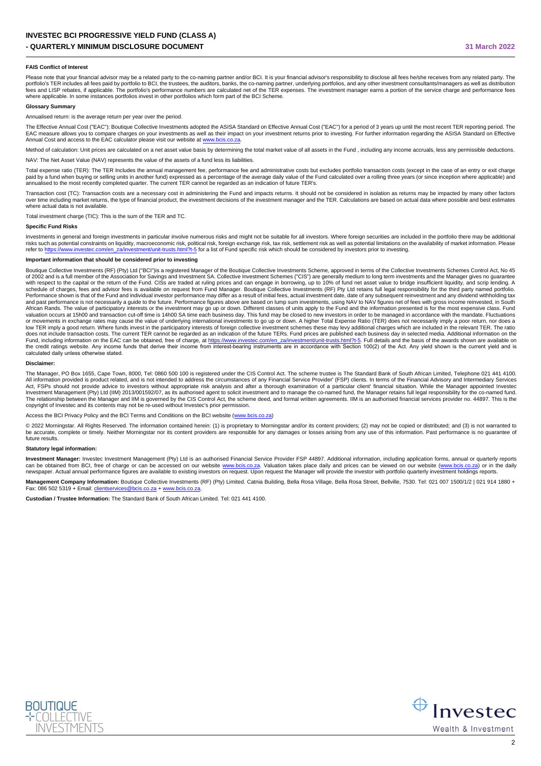**FAIS Conflict of Interest**

Please note that your financial advisor may be a related party to the co-naming partner and/or BCI. It is your financial advisor's responsibility to disclose all fees he/she receives from any related party. The portfolio's TER includes all fees paid by portfolio to BCI, the trustees, the auditors, banks, the co-naming partner, underlying portfolios, and any other investment consultants/managers as well as distribution fees and LISP rebates, if applicable. The portfolio's performance numbers are calculated net of the TER expenses. The investment manager earns a portion of the service charge and performance fees where applicable. In some instances portfolios invest in other portfolios which form part of the BCI Scheme.

**Glossary Summary**

Annualised return: is the average return per year over the period.

The Effective Annual Cost ("EAC"): Boutique Collective Investments adopted the ASISA Standard on Effective Annual Cost ("EAC") for a period of 3 years up until the most recent TER reporting period. The EAC measure allows you to compare charges on your investments as well as their impact on your investment returns prior to investing. For further information regarding the ASISA Standard on Effective Annual Cost and access to the EAC calculator please visit our website at www.bcis.co.za.

Method of calculation: Unit prices are calculated on a net asset value basis by determining the total market value of all assets in the Fund , including any income accruals, less any permissible deductions.

NAV: The Net Asset Value (NAV) represents the value of the assets of a fund less its liabilities.

Total expense ratio (TER): The TER Includes the annual management fee, performance fee and administrative costs but excludes portfolio transaction costs (except in the case of an entry or exit charge paid by a fund when buying or selling units in another fund) expressed as a percentage of the average daily value of the Fund calculated over a rolling three years (or since inception where applicable) and annualised to the most recently completed quarter. The current TER cannot be regarded as an indication of future TER's.

Transaction cost (TC): Transaction costs are a necessary cost in administering the Fund and impacts returns. It should not be considered in isolation as returns may be impacted by many other factors over time including market returns, the type of financial product, the investment decisions of the investment manager and the TER. Calculations are based on actual data where possible and best estimates where actual data is not available.

Total investment charge (TIC): This is the sum of the TER and TC.

**Specific Fund Risks**

Investments in general and foreign investments in particular involve numerous risks and might not be suitable for all investors. Where foreign securities are included in the portfolio there may be additional risks such as potential constraints on liquidity, macroeconomic risk, political risk, foreign exchange risk, tax risk, settlement risk as well as potential limitations on the availability of market information. Please refer to https://www.investec.com/en_za/investment/unit-trusts.html?t-5 for a list of Fund specific risk which should be considered by investors prior to investing.

**Important information that should be considered prior to investing**

Boutique Collective Investments (RF) (Pty) Ltd ("BCI")is a registered Manager of the Boutique Collective Investments Scheme, approved in terms of the Collective Investments Schemes Control Act, No 45 of 2002 and is a full member of the Association for Savings and Investment SA. Collective Investment Schemes ("CIS") are generally medium to long term investments and the Manager gives no guarantee with respect to the capital or the return of the Fund. CISs are traded at ruling prices and can engage in borrowing, up to 10% of fund net asset value to bridge insufficient liquidity, and scrip lending. A schedule of charges, fees and advisor fees is available on request from Fund Manager. Boutique Collective Investments (RF) Pty Ltd retains full legal responsibility for the third party named portfolio. Performance shown is that of the Fund and individual investor performance may differ as a result of initial fees, actual investment date, date of any subsequent reinvestment and any dividend withholding tax and past performance is not necessarily a guide to the future. Performance figures above are based on lump sum investments, using NAV to NAV figures net of fees with gross income reinvested, in South African Rands. The value of participatory interests or the investment may go up or down. Different classes of units apply to the Fund and the information presented is for the most expensive class. Fund valuation occurs at 15h00 and transaction cut-off time is 14h00 SA time each business day. This fund may be closed to new investors in order to be managed in accordance with the mandate. Fluctuations or movements in exchange rates may cause the value of underlying international investments to go up or down. A higher Total Expense Ratio (TER) does not necessarily imply a poor return, nor does a low TER imply a good return. Where funds invest in the participatory interests of foreign collective investment schemes these may levy additional charges which are included in the relevant TER. The ratio does not include transaction costs. The current TER cannot be regarded as an indication of the future TERs. Fund prices are published each business day in selected media. Additional information on the Fund, including information on the EAC can be obtained, free of charge, at https://www.investec.com/en_za/investment/unit-trusts.html?t-5. Full details and the basis of the awards shown are available on the credit ratings website. Any income funds that derive their income from interest-bearing instruments are in accordance with Section 100(2) of the Act. Any yield shown is the current yield and is calculated daily unless otherwise stated.

**Disclaimer:**

The Manager, PO Box 1655, Cape Town, 8000, Tel: 0860 500 100 is registered under the CIS Control Act. The scheme trustee is The Standard Bank of South African Limited, Telephone 021 441 4100. All information provided is product related, and is not intended to address the circumstances of any Financial Service Provider' (FSP) clients. In terms of the Financial Advisory and Intermediary Services Act, FSPs should not provide advice to investors without appropriate risk analysis and after a thorough examination of a particular client' financial situation. While the Manager appointed Investec Investment Management (Pty) Ltd (IIM) 2013/001592/07, as its authorised agent to solicit investment and to manage the co-named fund, the Manager retains full legal responsibility for the co-named fund. The relationship between the Manager and IIM is governed by the CIS Control Act, the scheme deed, and formal written agreements. IIM is an authorised financial services provider no. 44897. This is the copyright of Investec and its contents may not be re-used without Investec's prior permission.

Access the BCI Privacy Policy and the BCI Terms and Conditions on the BCI website (www.bcis.co.za)

© 2022 Morningstar. All Rights Reserved. The information contained herein: (1) is proprietary to Morningstar and/or its content providers; (2) may not be copied or distributed; and (3) is not warranted to be accurate, complete or timely. Neither Morningstar nor its content providers are responsible for any damages or losses arising from any use of this information. Past performance is no guarantee of future results.

**Statutory legal information:**

**Investment Manager:** Investec Investment Management (Pty) Ltd is an authorised Financial Service Provider FSP 44897. Additional information, including application forms, annual or quarterly reports can be obtained from BCI, free of charge or can be accessed on our website www.bcis.co.za. Valuation takes place daily and prices can be viewed on our website (www.bcis.co.za) or in the daily newspaper. Actual annual performance figures are available to existing investors on request. Upon request the Manager will provide the investor with portfolio quarterly investment holdings reports.

**Management Company Information:** Boutique Collective Investments (RF) (Pty) Limited. Catnia Building, Bella Rosa Village, Bella Rosa Street, Bellville, 7530. Tel: 021 007 1500/1/2 | 021 914 1880 + Fax: 086 502 5319 + Email: clientservices@bcis.co.za + www.bcis.co.za.

**Custodian / Trustee Information:** The Standard Bank of South African Limited. Tel: 021 441 4100.